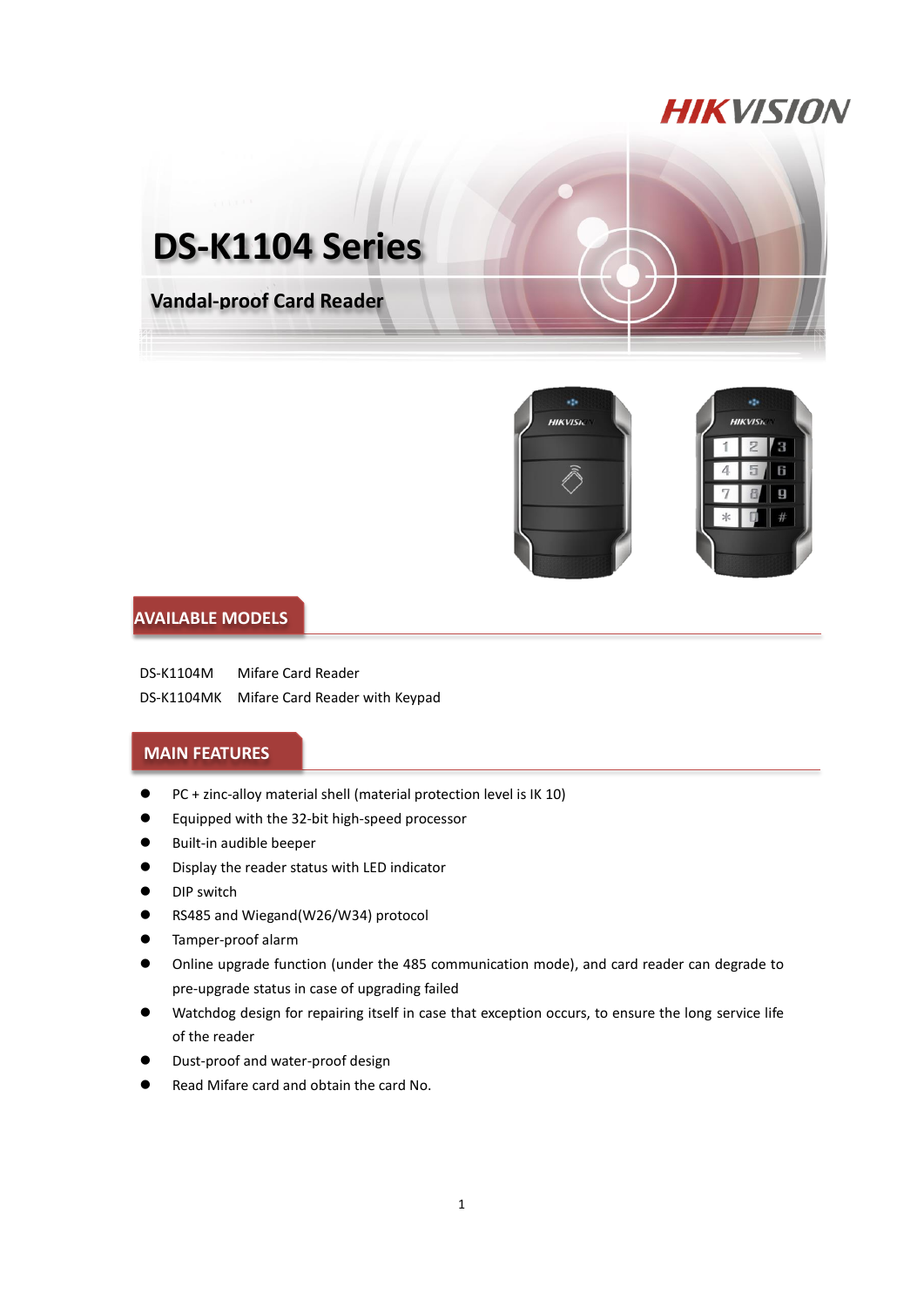# DS-K1104 Series

## Vandal-proof Card Reader

## AVAILABLE MODELS

| | |
|---|---|
| DS-K1104M | Mifare Card Reader |
| DS-K1104MK | Mifare Card Reader with Keypad |

## MAIN FEATURES

- PC + zinc-alloy material shell (material protection level is IK 10)
- Equipped with the 32-bit high-speed processor
- Built-in audible beeper
- Display the reader status with LED indicator
- DIP switch
- RS485 and Wiegand(W26/W34) protocol
- Tamper-proof alarm
- Online upgrade function (under the 485 communication mode), and card reader can degrade to pre-upgrade status in case of upgrading failed
- Watchdog design for repairing itself in case that exception occurs, to ensure the long service life of the reader
- Dust-proof and water-proof design
- Read Mifare card and obtain the card No.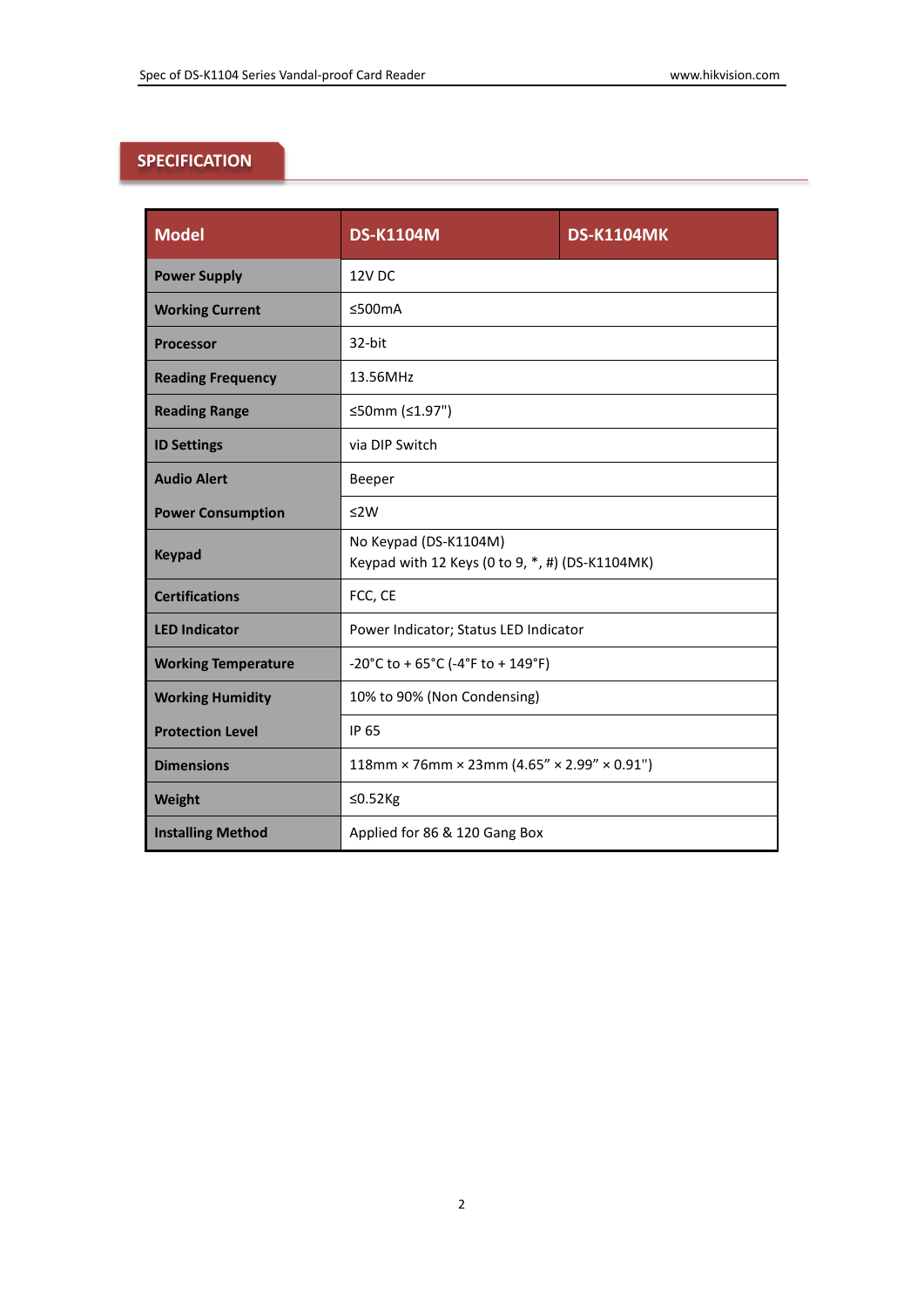## SPECIFICATION

| Model | DS-K1104M | DS-K1104MK |
|---|---|---|
| Power Supply | 12V DC | |
| Working Current | ≤500mA | |
| Processor | 32-bit | |
| Reading Frequency | 13.56MHz | |
| Reading Range | ≤50mm (≤1.97") | |
| ID Settings | via DIP Switch | |
| Audio Alert | Beeper | |
| Power Consumption | ≤2W | |
| Keypad | No Keypad (DS-K1104M)<br>Keypad with 12 Keys (0 to 9, *, #) (DS-K1104MK) | |
| Certifications | FCC, CE | |
| LED Indicator | Power Indicator; Status LED Indicator | |
| Working Temperature | -20°C to + 65°C (-4°F to + 149°F) | |
| Working Humidity | 10% to 90% (Non Condensing) | |
| Protection Level | IP 65 | |
| Dimensions | 118mm × 76mm × 23mm (4.65" × 2.99" × 0.91") | |
| Weight | ≤0.52Kg | |
| Installing Method | Applied for 86 & 120 Gang Box | |